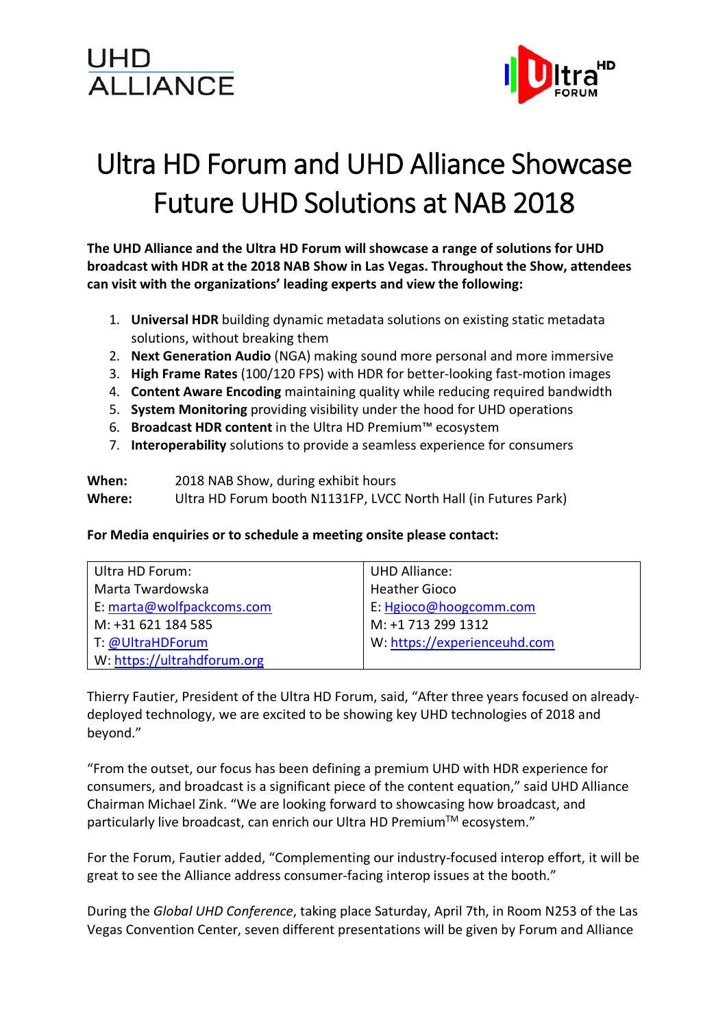UHD ALLIANCE

Ultra HD FORUM

# Ultra HD Forum and UHD Alliance Showcase Future UHD Solutions at NAB 2018

**The UHD Alliance and the Ultra HD Forum will showcase a range of solutions for UHD broadcast with HDR at the 2018 NAB Show in Las Vegas. Throughout the Show, attendees can visit with the organizations' leading experts and view the following:**

1. **Universal HDR** building dynamic metadata solutions on existing static metadata solutions, without breaking them
2. **Next Generation Audio** (NGA) making sound more personal and more immersive
3. **High Frame Rates** (100/120 FPS) with HDR for better-looking fast-motion images
4. **Content Aware Encoding** maintaining quality while reducing required bandwidth
5. **System Monitoring** providing visibility under the hood for UHD operations
6. **Broadcast HDR content** in the Ultra HD Premium™ ecosystem
7. **Interoperability** solutions to provide a seamless experience for consumers

**When:** 2018 NAB Show, during exhibit hours
**Where:** Ultra HD Forum booth N1131FP, LVCC North Hall (in Futures Park)

**For Media enquiries or to schedule a meeting onsite please contact:**

| Ultra HD Forum: | UHD Alliance: |
|---|---|
| Marta Twardowska | Heather Gioco |
| E: marta@wolfpackcoms.com | E: Hgioco@hoogcomm.com |
| M: +31 621 184 585 | M: +1 713 299 1312 |
| T: @UltraHDForum | W: https://experienceuhd.com |
| W: https://ultrahdforum.org | |

Thierry Fautier, President of the Ultra HD Forum, said, "After three years focused on already-deployed technology, we are excited to be showing key UHD technologies of 2018 and beyond."

"From the outset, our focus has been defining a premium UHD with HDR experience for consumers, and broadcast is a significant piece of the content equation," said UHD Alliance Chairman Michael Zink. "We are looking forward to showcasing how broadcast, and particularly live broadcast, can enrich our Ultra HD Premium™ ecosystem."

For the Forum, Fautier added, "Complementing our industry-focused interop effort, it will be great to see the Alliance address consumer-facing interop issues at the booth."

During the *Global UHD Conference*, taking place Saturday, April 7th, in Room N253 of the Las Vegas Convention Center, seven different presentations will be given by Forum and Alliance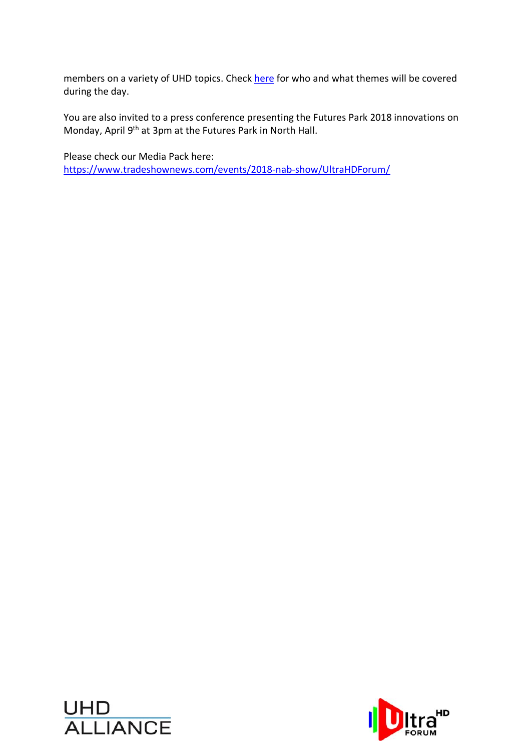members on a variety of UHD topics. Check [here](#) for who and what themes will be covered during the day.

You are also invited to a press conference presenting the Futures Park 2018 innovations on Monday, April 9th at 3pm at the Futures Park in North Hall.

Please check our Media Pack here:
https://www.tradeshownews.com/events/2018-nab-show/UltraHDForum/